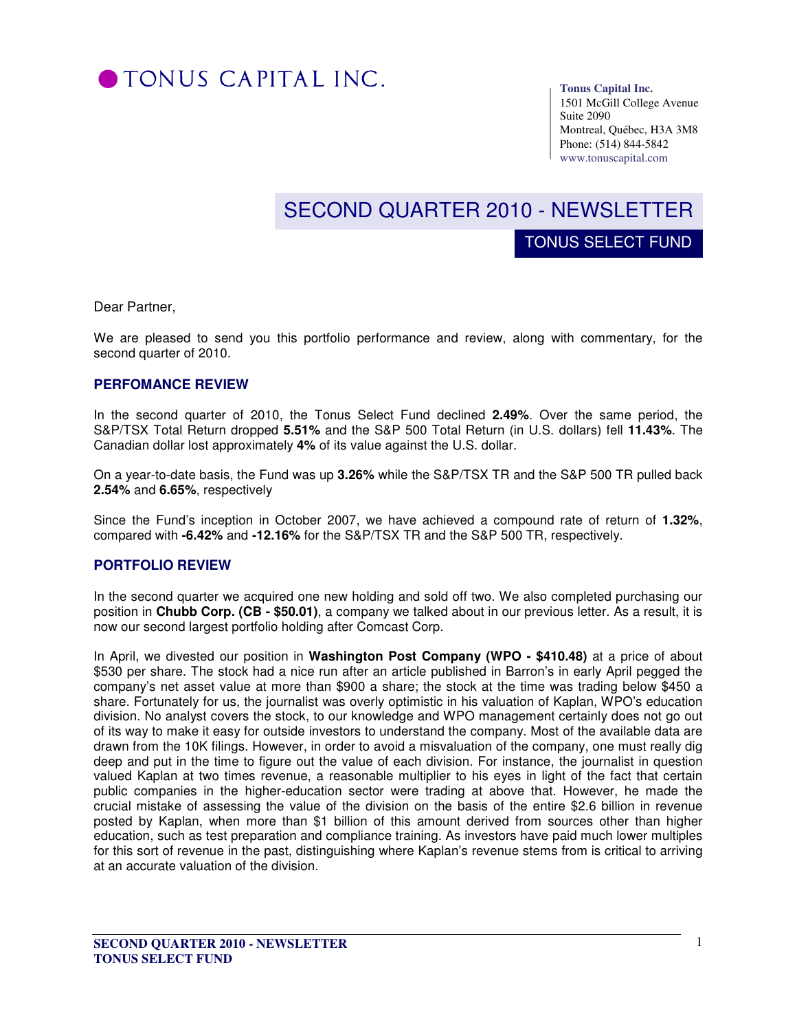# TONUS CAPITAL INC.

**Tonus Capital Inc.**
1501 McGill College Avenue
Suite 2090
Montreal, Québec, H3A 3M8
Phone: (514) 844-5842
www.tonuscapital.com

## SECOND QUARTER 2010 - NEWSLETTER

### TONUS SELECT FUND

Dear Partner,

We are pleased to send you this portfolio performance and review, along with commentary, for the second quarter of 2010.

### PERFOMANCE REVIEW

In the second quarter of 2010, the Tonus Select Fund declined **2.49%**. Over the same period, the S&P/TSX Total Return dropped **5.51%** and the S&P 500 Total Return (in U.S. dollars) fell **11.43%**. The Canadian dollar lost approximately **4%** of its value against the U.S. dollar.

On a year-to-date basis, the Fund was up **3.26%** while the S&P/TSX TR and the S&P 500 TR pulled back **2.54%** and **6.65%**, respectively

Since the Fund's inception in October 2007, we have achieved a compound rate of return of **1.32%**, compared with **-6.42%** and **-12.16%** for the S&P/TSX TR and the S&P 500 TR, respectively.

### PORTFOLIO REVIEW

In the second quarter we acquired one new holding and sold off two. We also completed purchasing our position in **Chubb Corp. (CB - $50.01)**, a company we talked about in our previous letter. As a result, it is now our second largest portfolio holding after Comcast Corp.

In April, we divested our position in **Washington Post Company (WPO - $410.48)** at a price of about $530 per share. The stock had a nice run after an article published in Barron's in early April pegged the company's net asset value at more than $900 a share; the stock at the time was trading below $450 a share. Fortunately for us, the journalist was overly optimistic in his valuation of Kaplan, WPO's education division. No analyst covers the stock, to our knowledge and WPO management certainly does not go out of its way to make it easy for outside investors to understand the company. Most of the available data are drawn from the 10K filings. However, in order to avoid a misvaluation of the company, one must really dig deep and put in the time to figure out the value of each division. For instance, the journalist in question valued Kaplan at two times revenue, a reasonable multiplier to his eyes in light of the fact that certain public companies in the higher-education sector were trading at above that. However, he made the crucial mistake of assessing the value of the division on the basis of the entire $2.6 billion in revenue posted by Kaplan, when more than $1 billion of this amount derived from sources other than higher education, such as test preparation and compliance training. As investors have paid much lower multiples for this sort of revenue in the past, distinguishing where Kaplan's revenue stems from is critical to arriving at an accurate valuation of the division.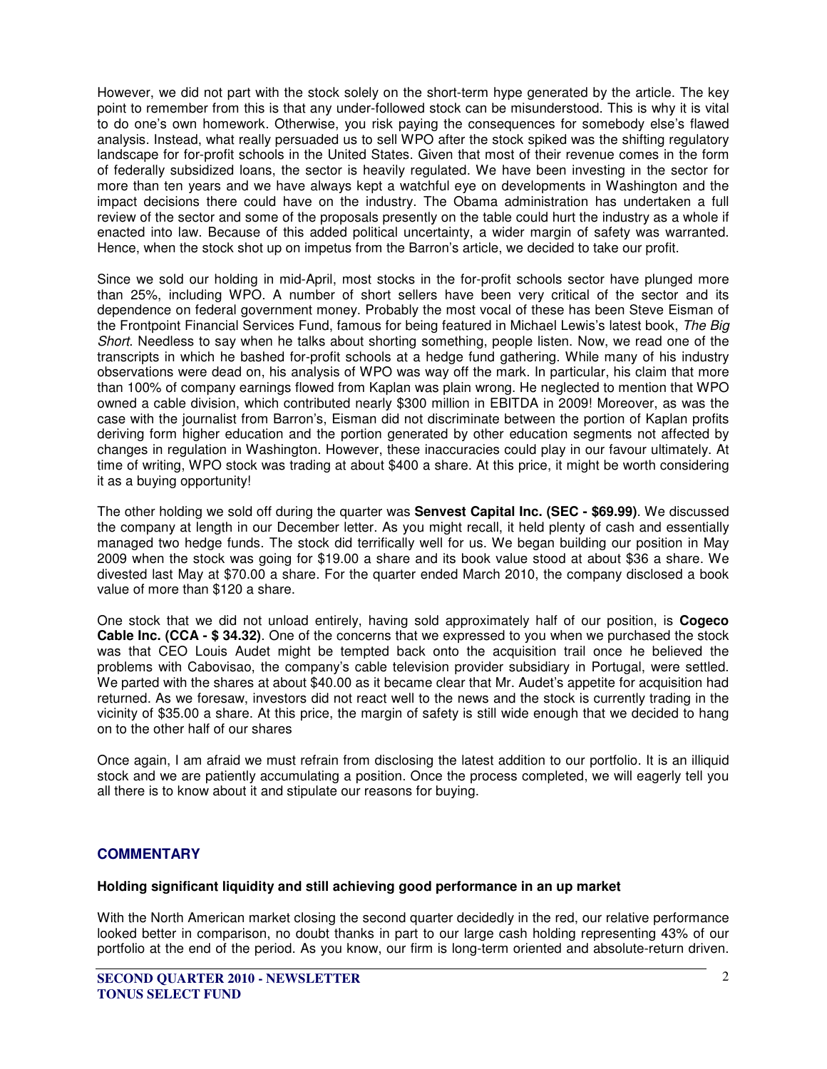However, we did not part with the stock solely on the short-term hype generated by the article. The key point to remember from this is that any under-followed stock can be misunderstood. This is why it is vital to do one's own homework. Otherwise, you risk paying the consequences for somebody else's flawed analysis. Instead, what really persuaded us to sell WPO after the stock spiked was the shifting regulatory landscape for for-profit schools in the United States. Given that most of their revenue comes in the form of federally subsidized loans, the sector is heavily regulated. We have been investing in the sector for more than ten years and we have always kept a watchful eye on developments in Washington and the impact decisions there could have on the industry. The Obama administration has undertaken a full review of the sector and some of the proposals presently on the table could hurt the industry as a whole if enacted into law. Because of this added political uncertainty, a wider margin of safety was warranted. Hence, when the stock shot up on impetus from the Barron's article, we decided to take our profit.

Since we sold our holding in mid-April, most stocks in the for-profit schools sector have plunged more than 25%, including WPO. A number of short sellers have been very critical of the sector and its dependence on federal government money. Probably the most vocal of these has been Steve Eisman of the Frontpoint Financial Services Fund, famous for being featured in Michael Lewis's latest book, *The Big Short*. Needless to say when he talks about shorting something, people listen. Now, we read one of the transcripts in which he bashed for-profit schools at a hedge fund gathering. While many of his industry observations were dead on, his analysis of WPO was way off the mark. In particular, his claim that more than 100% of company earnings flowed from Kaplan was plain wrong. He neglected to mention that WPO owned a cable division, which contributed nearly $300 million in EBITDA in 2009! Moreover, as was the case with the journalist from Barron's, Eisman did not discriminate between the portion of Kaplan profits deriving form higher education and the portion generated by other education segments not affected by changes in regulation in Washington. However, these inaccuracies could play in our favour ultimately. At time of writing, WPO stock was trading at about $400 a share. At this price, it might be worth considering it as a buying opportunity!

The other holding we sold off during the quarter was **Senvest Capital Inc. (SEC - $69.99)**. We discussed the company at length in our December letter. As you might recall, it held plenty of cash and essentially managed two hedge funds. The stock did terrifically well for us. We began building our position in May 2009 when the stock was going for $19.00 a share and its book value stood at about $36 a share. We divested last May at $70.00 a share. For the quarter ended March 2010, the company disclosed a book value of more than $120 a share.

One stock that we did not unload entirely, having sold approximately half of our position, is **Cogeco Cable Inc. (CCA - $ 34.32)**. One of the concerns that we expressed to you when we purchased the stock was that CEO Louis Audet might be tempted back onto the acquisition trail once he believed the problems with Cabovisao, the company's cable television provider subsidiary in Portugal, were settled. We parted with the shares at about $40.00 as it became clear that Mr. Audet's appetite for acquisition had returned. As we foresaw, investors did not react well to the news and the stock is currently trading in the vicinity of $35.00 a share. At this price, the margin of safety is still wide enough that we decided to hang on to the other half of our shares

Once again, I am afraid we must refrain from disclosing the latest addition to our portfolio. It is an illiquid stock and we are patiently accumulating a position. Once the process completed, we will eagerly tell you all there is to know about it and stipulate our reasons for buying.

## COMMENTARY

### Holding significant liquidity and still achieving good performance in an up market

With the North American market closing the second quarter decidedly in the red, our relative performance looked better in comparison, no doubt thanks in part to our large cash holding representing 43% of our portfolio at the end of the period. As you know, our firm is long-term oriented and absolute-return driven.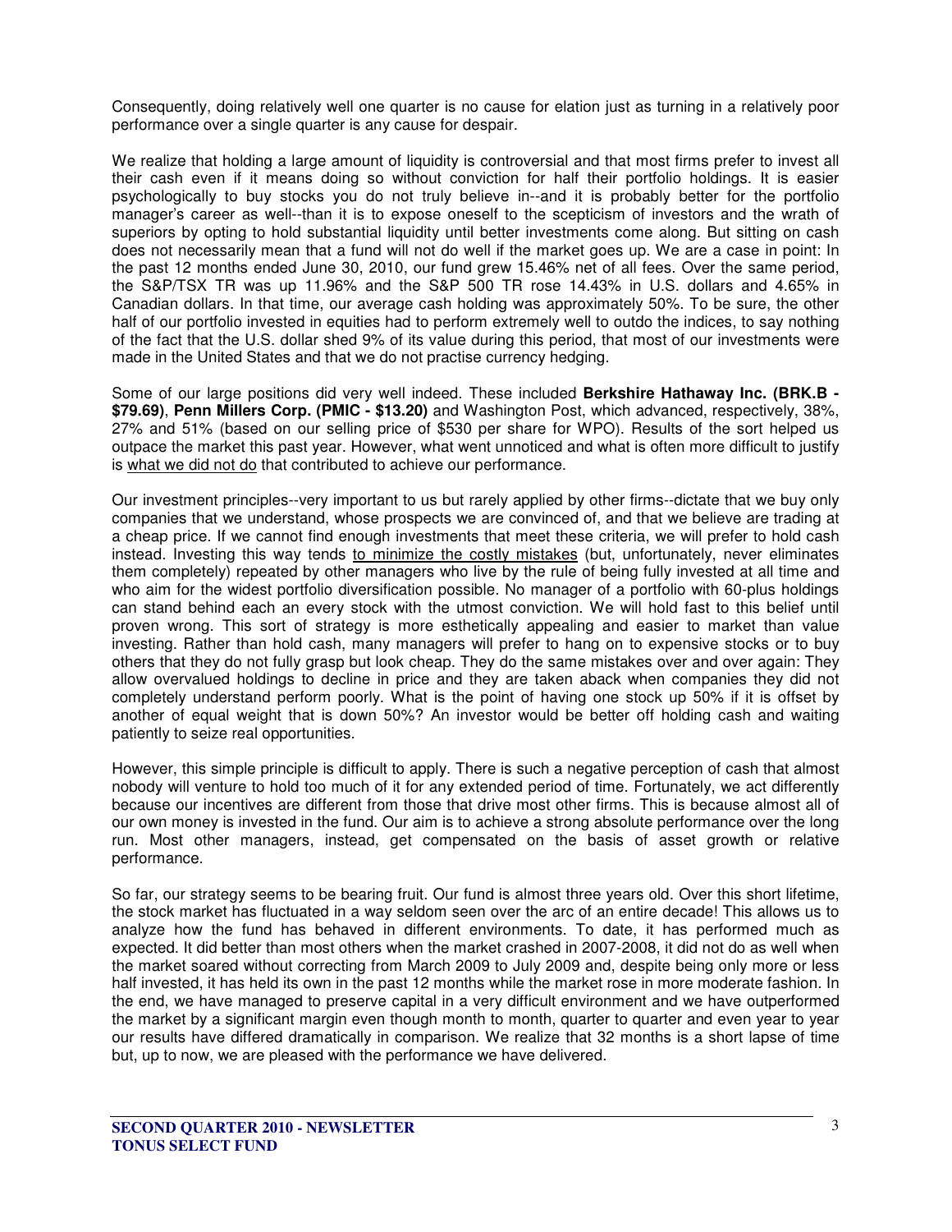Consequently, doing relatively well one quarter is no cause for elation just as turning in a relatively poor performance over a single quarter is any cause for despair.

We realize that holding a large amount of liquidity is controversial and that most firms prefer to invest all their cash even if it means doing so without conviction for half their portfolio holdings. It is easier psychologically to buy stocks you do not truly believe in--and it is probably better for the portfolio manager's career as well--than it is to expose oneself to the scepticism of investors and the wrath of superiors by opting to hold substantial liquidity until better investments come along. But sitting on cash does not necessarily mean that a fund will not do well if the market goes up. We are a case in point: In the past 12 months ended June 30, 2010, our fund grew 15.46% net of all fees. Over the same period, the S&P/TSX TR was up 11.96% and the S&P 500 TR rose 14.43% in U.S. dollars and 4.65% in Canadian dollars. In that time, our average cash holding was approximately 50%. To be sure, the other half of our portfolio invested in equities had to perform extremely well to outdo the indices, to say nothing of the fact that the U.S. dollar shed 9% of its value during this period, that most of our investments were made in the United States and that we do not practise currency hedging.

Some of our large positions did very well indeed. These included **Berkshire Hathaway Inc. (BRK.B - $79.69)**, **Penn Millers Corp. (PMIC - $13.20)** and Washington Post, which advanced, respectively, 38%, 27% and 51% (based on our selling price of $530 per share for WPO). Results of the sort helped us outpace the market this past year. However, what went unnoticed and what is often more difficult to justify is <u>what we did not do</u> that contributed to achieve our performance.

Our investment principles--very important to us but rarely applied by other firms--dictate that we buy only companies that we understand, whose prospects we are convinced of, and that we believe are trading at a cheap price. If we cannot find enough investments that meet these criteria, we will prefer to hold cash instead. Investing this way tends <u>to minimize the costly mistakes</u> (but, unfortunately, never eliminates them completely) repeated by other managers who live by the rule of being fully invested at all time and who aim for the widest portfolio diversification possible. No manager of a portfolio with 60-plus holdings can stand behind each an every stock with the utmost conviction. We will hold fast to this belief until proven wrong. This sort of strategy is more esthetically appealing and easier to market than value investing. Rather than hold cash, many managers will prefer to hang on to expensive stocks or to buy others that they do not fully grasp but look cheap. They do the same mistakes over and over again: They allow overvalued holdings to decline in price and they are taken aback when companies they did not completely understand perform poorly. What is the point of having one stock up 50% if it is offset by another of equal weight that is down 50%? An investor would be better off holding cash and waiting patiently to seize real opportunities.

However, this simple principle is difficult to apply. There is such a negative perception of cash that almost nobody will venture to hold too much of it for any extended period of time. Fortunately, we act differently because our incentives are different from those that drive most other firms. This is because almost all of our own money is invested in the fund. Our aim is to achieve a strong absolute performance over the long run. Most other managers, instead, get compensated on the basis of asset growth or relative performance.

So far, our strategy seems to be bearing fruit. Our fund is almost three years old. Over this short lifetime, the stock market has fluctuated in a way seldom seen over the arc of an entire decade! This allows us to analyze how the fund has behaved in different environments. To date, it has performed much as expected. It did better than most others when the market crashed in 2007-2008, it did not do as well when the market soared without correcting from March 2009 to July 2009 and, despite being only more or less half invested, it has held its own in the past 12 months while the market rose in more moderate fashion. In the end, we have managed to preserve capital in a very difficult environment and we have outperformed the market by a significant margin even though month to month, quarter to quarter and even year to year our results have differed dramatically in comparison. We realize that 32 months is a short lapse of time but, up to now, we are pleased with the performance we have delivered.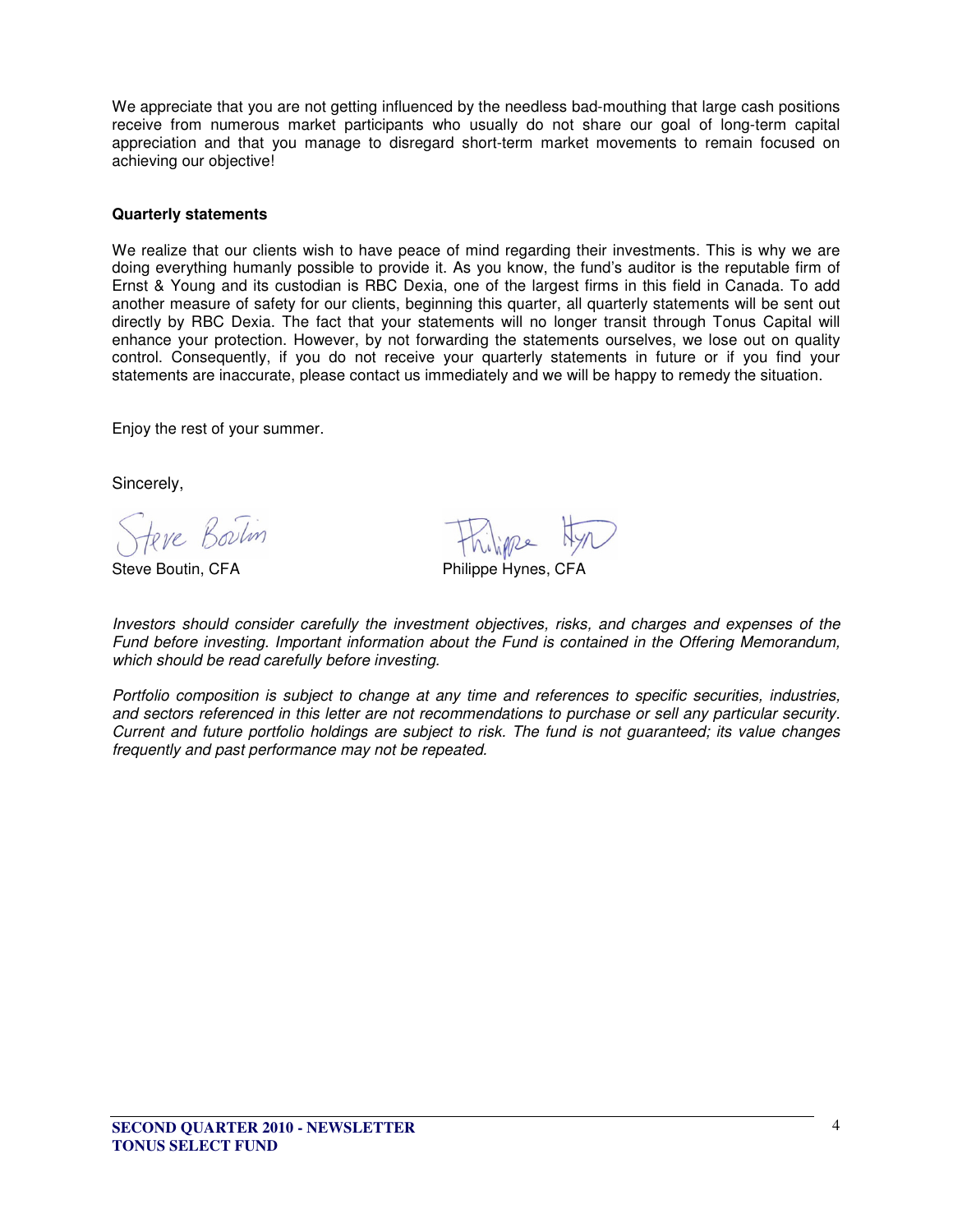We appreciate that you are not getting influenced by the needless bad-mouthing that large cash positions receive from numerous market participants who usually do not share our goal of long-term capital appreciation and that you manage to disregard short-term market movements to remain focused on achieving our objective!

**Quarterly statements**

We realize that our clients wish to have peace of mind regarding their investments. This is why we are doing everything humanly possible to provide it. As you know, the fund's auditor is the reputable firm of Ernst & Young and its custodian is RBC Dexia, one of the largest firms in this field in Canada. To add another measure of safety for our clients, beginning this quarter, all quarterly statements will be sent out directly by RBC Dexia. The fact that your statements will no longer transit through Tonus Capital will enhance your protection. However, by not forwarding the statements ourselves, we lose out on quality control. Consequently, if you do not receive your quarterly statements in future or if you find your statements are inaccurate, please contact us immediately and we will be happy to remedy the situation.

Enjoy the rest of your summer.

Sincerely,

Steve Boutin, CFA

Philippe Hynes, CFA

*Investors should consider carefully the investment objectives, risks, and charges and expenses of the Fund before investing. Important information about the Fund is contained in the Offering Memorandum, which should be read carefully before investing.*

*Portfolio composition is subject to change at any time and references to specific securities, industries, and sectors referenced in this letter are not recommendations to purchase or sell any particular security. Current and future portfolio holdings are subject to risk. The fund is not guaranteed; its value changes frequently and past performance may not be repeated.*